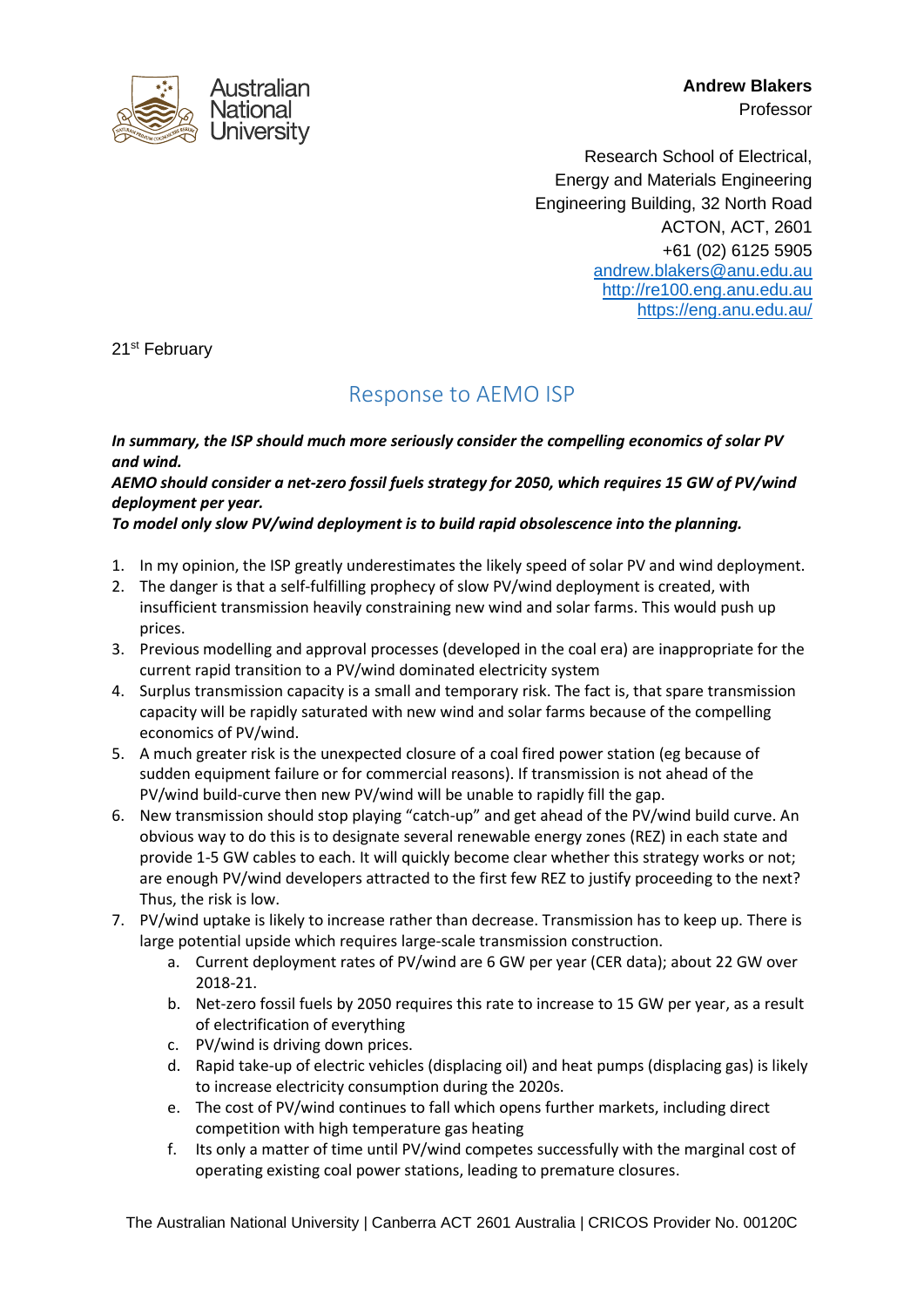Australian National University

**Andrew Blakers**
Professor

Research School of Electrical,
Energy and Materials Engineering
Engineering Building, 32 North Road
ACTON, ACT, 2601
+61 (02) 6125 5905
andrew.blakers@anu.edu.au
http://re100.eng.anu.edu.au
https://eng.anu.edu.au/

21st February

# Response to AEMO ISP

***In summary, the ISP should much more seriously consider the compelling economics of solar PV and wind.***
***AEMO should consider a net-zero fossil fuels strategy for 2050, which requires 15 GW of PV/wind deployment per year.***
***To model only slow PV/wind deployment is to build rapid obsolescence into the planning.***

1. In my opinion, the ISP greatly underestimates the likely speed of solar PV and wind deployment.
2. The danger is that a self-fulfilling prophecy of slow PV/wind deployment is created, with insufficient transmission heavily constraining new wind and solar farms. This would push up prices.
3. Previous modelling and approval processes (developed in the coal era) are inappropriate for the current rapid transition to a PV/wind dominated electricity system
4. Surplus transmission capacity is a small and temporary risk. The fact is, that spare transmission capacity will be rapidly saturated with new wind and solar farms because of the compelling economics of PV/wind.
5. A much greater risk is the unexpected closure of a coal fired power station (eg because of sudden equipment failure or for commercial reasons). If transmission is not ahead of the PV/wind build-curve then new PV/wind will be unable to rapidly fill the gap.
6. New transmission should stop playing "catch-up" and get ahead of the PV/wind build curve. An obvious way to do this is to designate several renewable energy zones (REZ) in each state and provide 1-5 GW cables to each. It will quickly become clear whether this strategy works or not; are enough PV/wind developers attracted to the first few REZ to justify proceeding to the next? Thus, the risk is low.
7. PV/wind uptake is likely to increase rather than decrease. Transmission has to keep up. There is large potential upside which requires large-scale transmission construction.
    a. Current deployment rates of PV/wind are 6 GW per year (CER data); about 22 GW over 2018-21.
    b. Net-zero fossil fuels by 2050 requires this rate to increase to 15 GW per year, as a result of electrification of everything
    c. PV/wind is driving down prices.
    d. Rapid take-up of electric vehicles (displacing oil) and heat pumps (displacing gas) is likely to increase electricity consumption during the 2020s.
    e. The cost of PV/wind continues to fall which opens further markets, including direct competition with high temperature gas heating
    f. Its only a matter of time until PV/wind competes successfully with the marginal cost of operating existing coal power stations, leading to premature closures.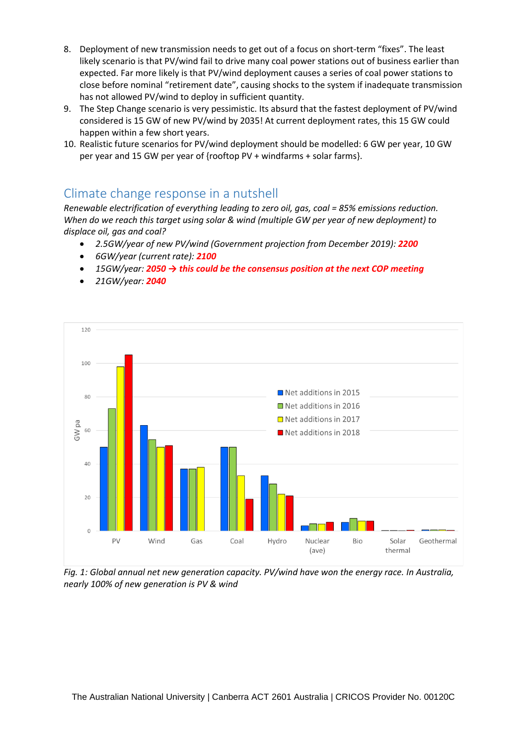8. Deployment of new transmission needs to get out of a focus on short-term "fixes". The least likely scenario is that PV/wind fail to drive many coal power stations out of business earlier than expected. Far more likely is that PV/wind deployment causes a series of coal power stations to close before nominal "retirement date", causing shocks to the system if inadequate transmission has not allowed PV/wind to deploy in sufficient quantity.
9. The Step Change scenario is very pessimistic. Its absurd that the fastest deployment of PV/wind considered is 15 GW of new PV/wind by 2035! At current deployment rates, this 15 GW could happen within a few short years.
10. Realistic future scenarios for PV/wind deployment should be modelled: 6 GW per year, 10 GW per year and 15 GW per year of {rooftop PV + windfarms + solar farms}.

## Climate change response in a nutshell

*Renewable electrification of everything leading to zero oil, gas, coal = 85% emissions reduction. When do we reach this target using solar & wind (multiple GW per year of new deployment) to displace oil, gas and coal?*

- *2.5GW/year of new PV/wind (Government projection from December 2019):* ***2200***
- *6GW/year (current rate):* ***2100***
- *15GW/year:* ***2050 → this could be the consensus position at the next COP meeting***
- *21GW/year:* ***2040***

*Fig. 1: Global annual net new generation capacity. PV/wind have won the energy race. In Australia, nearly 100% of new generation is PV & wind*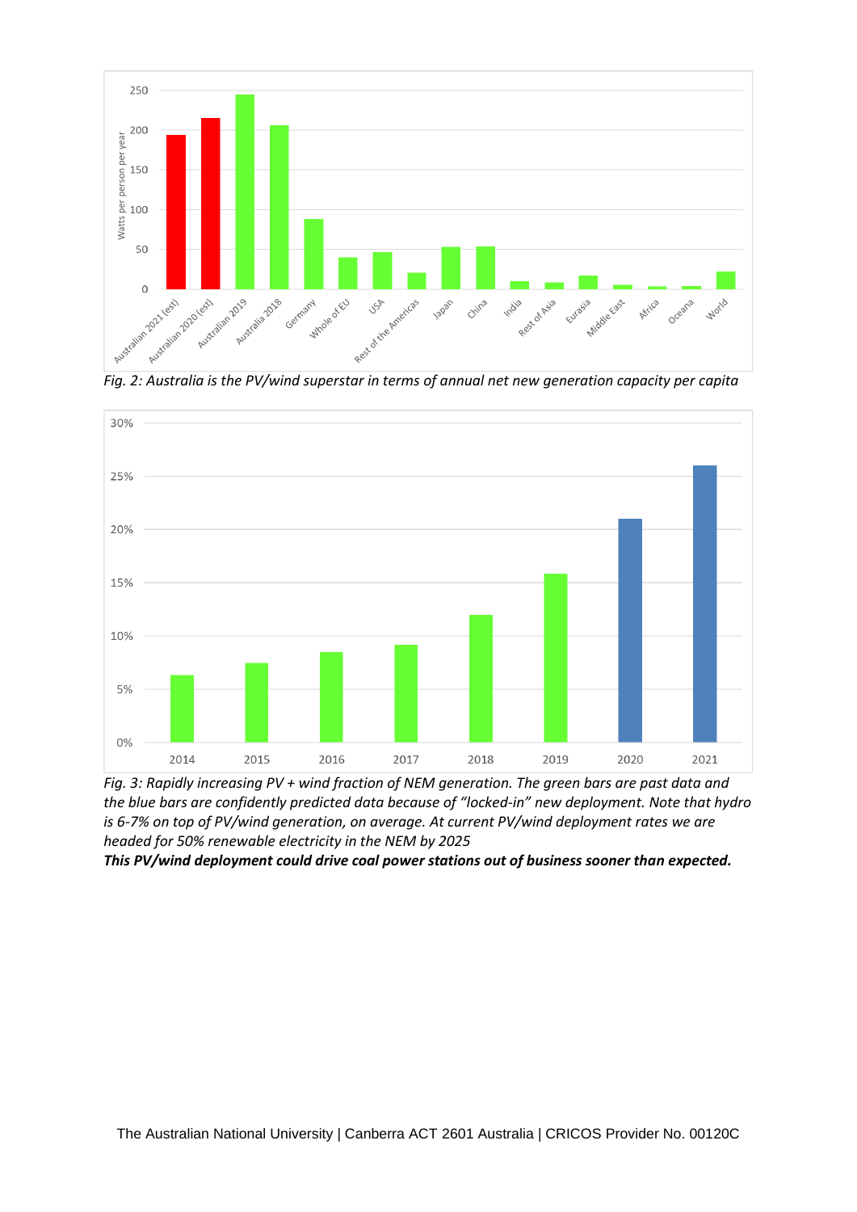*Fig. 2: Australia is the PV/wind superstar in terms of annual net new generation capacity per capita*

*Fig. 3: Rapidly increasing PV + wind fraction of NEM generation. The green bars are past data and the blue bars are confidently predicted data because of "locked-in" new deployment. Note that hydro is 6-7% on top of PV/wind generation, on average. At current PV/wind deployment rates we are headed for 50% renewable electricity in the NEM by 2025*

***This PV/wind deployment could drive coal power stations out of business sooner than expected.***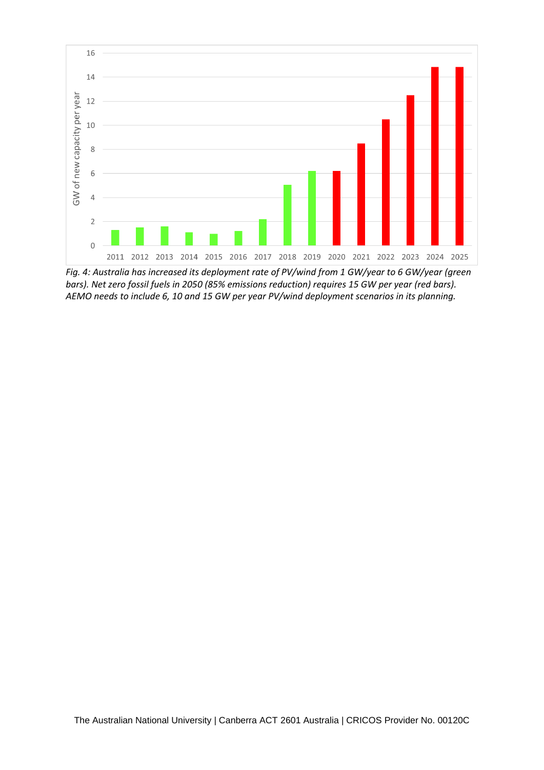16
14
12
10
8
6
4
2
0

GW of new capacity per year

2011 2012 2013 2014 2015 2016 2017 2018 2019 2020 2021 2022 2023 2024 2025

*Fig. 4: Australia has increased its deployment rate of PV/wind from 1 GW/year to 6 GW/year (green bars). Net zero fossil fuels in 2050 (85% emissions reduction) requires 15 GW per year (red bars). AEMO needs to include 6, 10 and 15 GW per year PV/wind deployment scenarios in its planning.*